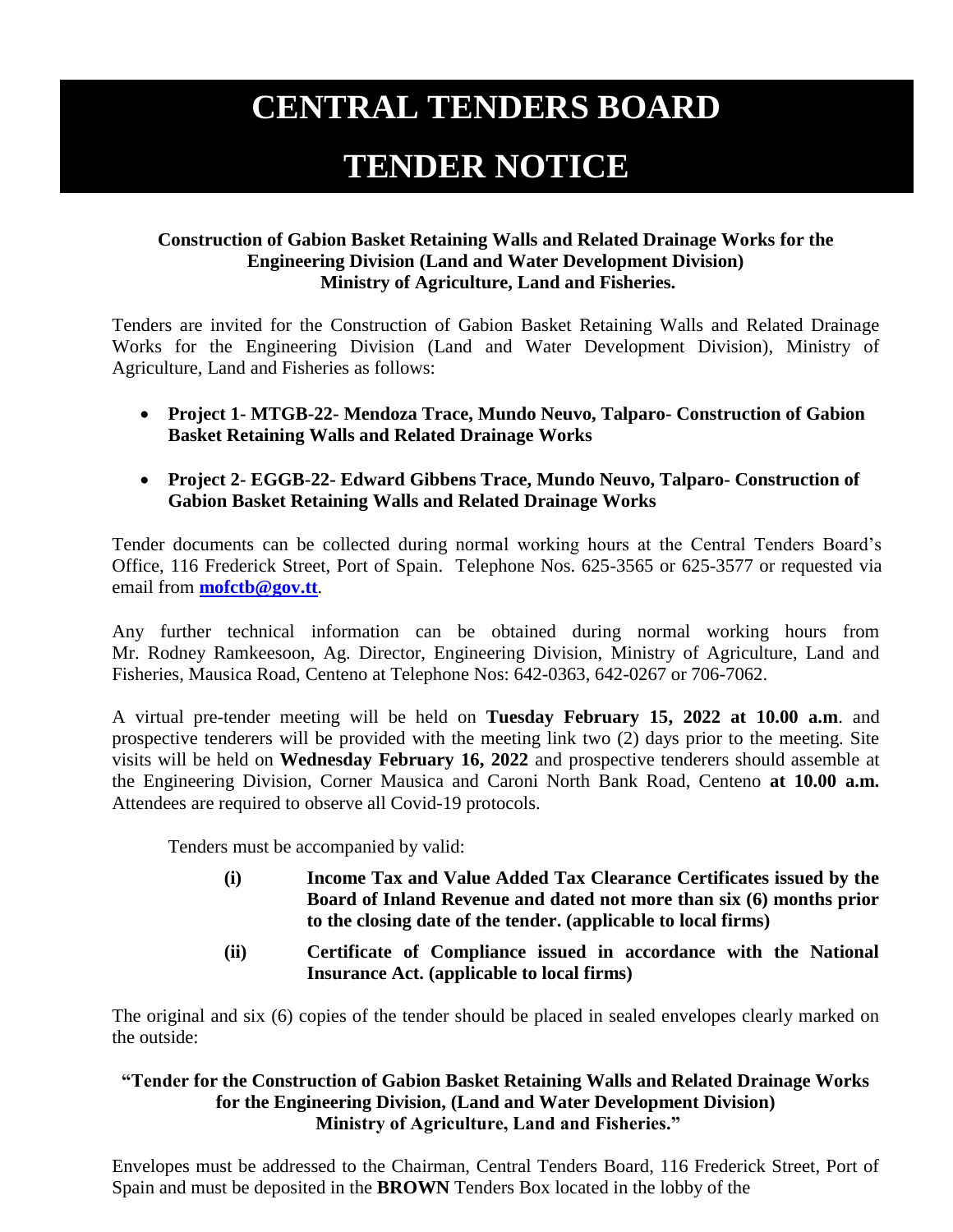# CENTRAL TENDERS BOARD

# TENDER NOTICE

**Construction of Gabion Basket Retaining Walls and Related Drainage Works for the Engineering Division (Land and Water Development Division) Ministry of Agriculture, Land and Fisheries.**

Tenders are invited for the Construction of Gabion Basket Retaining Walls and Related Drainage Works for the Engineering Division (Land and Water Development Division), Ministry of Agriculture, Land and Fisheries as follows:

- **Project 1- MTGB-22- Mendoza Trace, Mundo Neuvo, Talparo- Construction of Gabion Basket Retaining Walls and Related Drainage Works**
- **Project 2- EGGB-22- Edward Gibbens Trace, Mundo Neuvo, Talparo- Construction of Gabion Basket Retaining Walls and Related Drainage Works**

Tender documents can be collected during normal working hours at the Central Tenders Board's Office, 116 Frederick Street, Port of Spain. Telephone Nos. 625-3565 or 625-3577 or requested via email from **mofctb@gov.tt**.

Any further technical information can be obtained during normal working hours from Mr. Rodney Ramkeesoon, Ag. Director, Engineering Division, Ministry of Agriculture, Land and Fisheries, Mausica Road, Centeno at Telephone Nos: 642-0363, 642-0267 or 706-7062.

A virtual pre-tender meeting will be held on **Tuesday February 15, 2022 at 10.00 a.m**. and prospective tenderers will be provided with the meeting link two (2) days prior to the meeting. Site visits will be held on **Wednesday February 16, 2022** and prospective tenderers should assemble at the Engineering Division, Corner Mausica and Caroni North Bank Road, Centeno **at 10.00 a.m.** Attendees are required to observe all Covid-19 protocols.

Tenders must be accompanied by valid:

**(i)** **Income Tax and Value Added Tax Clearance Certificates issued by the Board of Inland Revenue and dated not more than six (6) months prior to the closing date of the tender. (applicable to local firms)**

**(ii)** **Certificate of Compliance issued in accordance with the National Insurance Act. (applicable to local firms)**

The original and six (6) copies of the tender should be placed in sealed envelopes clearly marked on the outside:

**"Tender for the Construction of Gabion Basket Retaining Walls and Related Drainage Works for the Engineering Division, (Land and Water Development Division) Ministry of Agriculture, Land and Fisheries."**

Envelopes must be addressed to the Chairman, Central Tenders Board, 116 Frederick Street, Port of Spain and must be deposited in the **BROWN** Tenders Box located in the lobby of the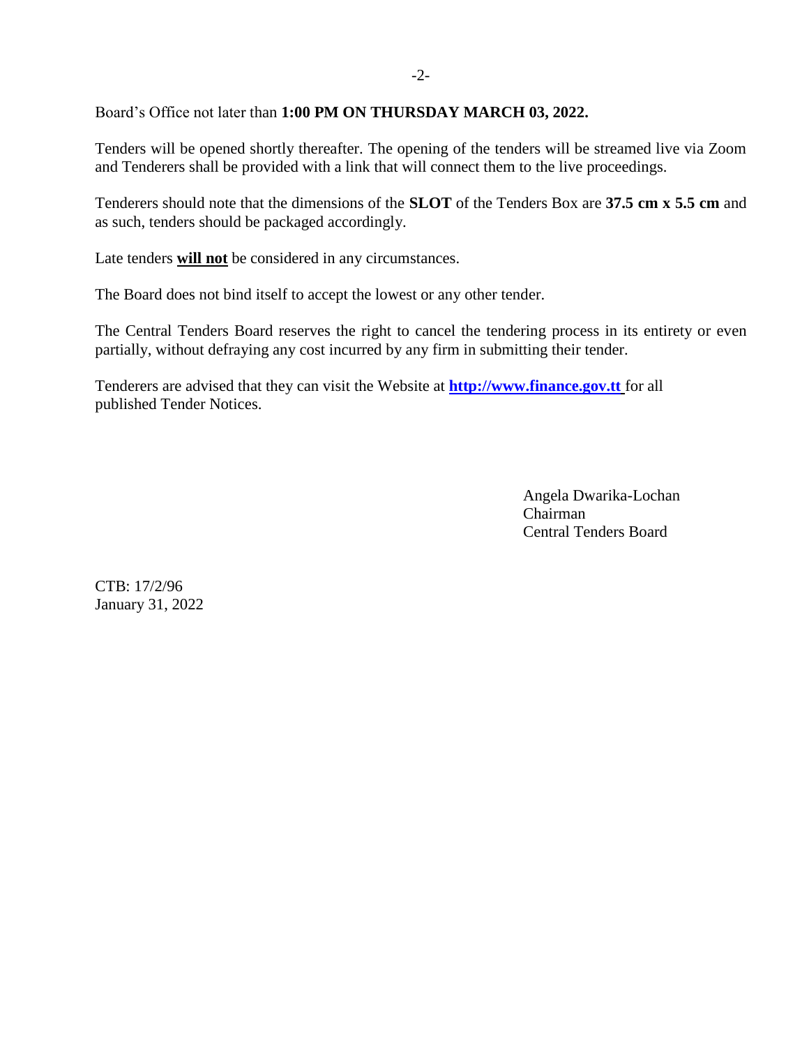Board's Office not later than **1:00 PM ON THURSDAY MARCH 03, 2022.**

Tenders will be opened shortly thereafter. The opening of the tenders will be streamed live via Zoom and Tenderers shall be provided with a link that will connect them to the live proceedings.

Tenderers should note that the dimensions of the **SLOT** of the Tenders Box are **37.5 cm x 5.5 cm** and as such, tenders should be packaged accordingly.

Late tenders **will not** be considered in any circumstances.

The Board does not bind itself to accept the lowest or any other tender.

The Central Tenders Board reserves the right to cancel the tendering process in its entirety or even partially, without defraying any cost incurred by any firm in submitting their tender.

Tenderers are advised that they can visit the Website at **http://www.finance.gov.tt** for all published Tender Notices.

Angela Dwarika-Lochan
Chairman
Central Tenders Board

CTB: 17/2/96
January 31, 2022